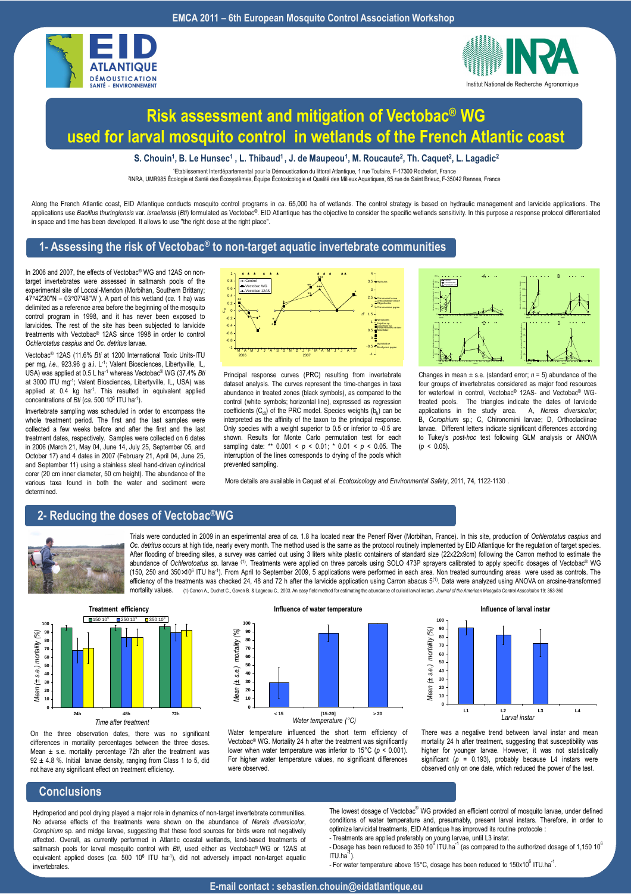EMCA 2011 – 6th European Mosquito Control Association Workshop

# Risk assessment and mitigation of Vectobac® WG used for larval mosquito control in wetlands of the French Atlantic coast

**S. Chouin[1], B. Le Hunsec[1], L. Thibaud[1], J. de Maupeou[1], M. Roucaute[2], Th. Caquet[2], L. Lagadic[2]**

[1]Etablissement Interdépartemental pour la Démoustication du littoral Atlantique, 1 rue Toufaire, F-17300 Rochefort, France
[2]INRA, UMR985 Écologie et Santé des Écosystèmes, Équipe Écotoxicologie et Qualité des Milieux Aquatiques, 65 rue de Saint Brieuc, F-35042 Rennes, France

Along the French Atlantic coast, EID Atlantique conducts mosquito control programs in *ca.* 65,000 ha of wetlands. The control strategy is based on hydraulic management and larvicide applications. The applications use *Bacillus thuringiensis* var. *israelensis* (*Bti*) formulated as Vectobac®. EID Atlantique has the objective to consider the specific wetlands sensitivity. In this purpose a response protocol differentiated in space and time has been developed. It allows to use "the right dose at the right place".

## 1- Assessing the risk of Vectobac® to non-target aquatic invertebrate communities

In 2006 and 2007, the effects of Vectobac® WG and 12AS on non-target invertebrates were assessed in saltmarsh pools of the experimental site of Locoal-Mendon (Morbihan, Southern Brittany; 47°42'30"N – 03°07'48"W ). A part of this wetland (*ca.* 1 ha) was delimited as a reference area before the beginning of the mosquito control program in 1998, and it has never been exposed to larvicides. The rest of the site has been subjected to larvicide treatments with Vectobac® 12AS since 1998 in order to control *Ochlerotatus caspius* and *Oc. detritus* larvae.

Vectobac® 12AS (11.6% *Bti* at 1200 International Toxic Units-ITU per mg, *i.e.*, 923.96 g a.i. $L^{-1}$; Valent Biosciences, Libertyville, IL, USA) was applied at 0.5 L $ha^{-1}$ whereas Vectobac® WG (37.4% *Bti* at 3000 ITU $mg^{-1}$; Valent Biosciences, Libertyville, IL, USA) was applied at 0.4 kg $ha^{-1}$. This resulted in equivalent applied concentrations of *Bti* (*ca.* 500 $10^6$ ITU $ha^{-1}$).

Invertebrate sampling was scheduled in order to encompass the whole treatment period. The first and the last samples were collected a few weeks before and after the first and the last treatment dates, respectively. Samples were collected on 6 dates in 2006 (March 21, May 04, June 14, July 25, September 05, and October 17) and 4 dates in 2007 (February 21, April 04, June 25, and September 11) using a stainless steel hand-driven cylindrical corer (20 cm inner diameter, 50 cm height). The abundance of the various taxa found in both the water and sediment were determined.

Principal response curves (PRC) resulting from invertebrate dataset analysis. The curves represent the time-changes in taxa abundance in treated zones (black symbols), as compared to the control (white symbols; horizontal line), expressed as regression coefficients ($C_{dt}$) of the PRC model. Species weights ($b_k$) can be interpreted as the affinity of the taxon to the principal response. Only species with a weight superior to 0.5 or inferior to -0.5 are shown. Results for Monte Carlo permutation test for each sampling date: ** 0.001 < $p$ < 0.01; * 0.01 < $p$ < 0.05. The interruption of the lines corresponds to drying of the pools which prevented sampling.

Changes in mean ± s.e. (standard error; $n$ = 5) abundance of the four groups of invertebrates considered as major food resources for waterfowl in control, Vectobac® 12AS- and Vectobac® WG-treated pools. The triangles indicate the dates of larvicide applications in the study area. A, *Nereis diversicolor*; B, *Corophium* sp.; C, Chironomini larvae; D, Orthocladiinae larvae. Different letters indicate significant differences according to Tukey's *post-hoc* test following GLM analysis or ANOVA ($p$ < 0.05).

More details are available in Caquet *et al. Ecotoxicology and Environmental Safety*, 2011, **74**, 1122-1130 .

## 2- Reducing the doses of Vectobac®WG

Trials were conducted in 2009 in an experimental area of *ca.* 1.8 ha located near the Penerf River (Morbihan, France). In this site, production of *Ochlerotatus caspius* and *Oc. detritus* occurs at high tide, nearly every month. The method used is the same as the protocol routinely implemented by EID Atlantique for the regulation of target species. After flooding of breeding sites, a survey was carried out using 3 liters white plastic containers of standard size (22x22x9cm) following the Carron method to estimate the abundance of *Ochlerotoatus sp.* larvae [1]. Treatments were applied on three parcels using SOLO 473P sprayers calibrated to apply specific dosages of Vectobac® WG (150, 250 and 350×$10^6$ ITU $ha^{-1}$). From April to September 2009, 5 applications were performed in each area. Non treated surrounding areas were used as controls. The efficiency of the treatments was checked 24, 48 and 72 h after the larvicide application using Carron abacus 5[1]. Data were analyzed using ANOVA on arcsine-transformed mortality values.

(1) Carron A., Duchet C., Gaven B. & Lagneau C., 2003. An easy field method for estimating the abundance of culicid larval instars. *Journal of the American Mosquito Control Association* 19: 353-360

On the three observation dates, there was no significant differences in mortality percentages between the three doses. Mean ± s.e. mortality percentage 72h after the treatment was 92 ± 4.8 %. Initial larvae density, ranging from Class 1 to 5, did not have any significant effect on treatment efficiency.

Water temperature influenced the short term efficiency of Vectobac® WG. Mortality 24 h after the treatment was significantly lower when water temperature was inferior to 15°C ($p$ < 0.001). For higher water temperature values, no significant differences were observed.

There was a negative trend between larval instar and mean mortality 24 h after treatment, suggesting that susceptibility was higher for younger larvae. However, it was not statistically significant ($p$ = 0.193), probably because L4 instars were observed only on one date, which reduced the power of the test.

## Conclusions

Hydroperiod and pool drying played a major role in dynamics of non-target invertebrate communities. No adverse effects of the treatments were shown on the abundance of *Nereis diversicolor*, *Corophium* sp. and midge larvae, suggesting that these food sources for birds were not negatively affected. Overall, as currently performed in Atlantic coastal wetlands, land-based treatments of saltmarsh pools for larval mosquito control with *Bti*, used either as Vectobac® WG or 12AS at equivalent applied doses (*ca.* 500 $10^6$ ITU $ha^{-1}$), did not adversely impact non-target aquatic invertebrates.

The lowest dosage of Vectobac® WG provided an efficient control of mosquito larvae, under defined conditions of water temperature and, presumably, present larval instars. Therefore, in order to optimize larvicidal treatments, EID Atlantique has improved its routine protocole :

- Treatments are applied preferably on young larvae, until L3 instar.
- Dosage has been reduced to 350 $10^6$ ITU.$ha^{-1}$ (as compared to the authorized dosage of 1,150 $10^6$ ITU.$ha^{-1}$).
- For water temperature above 15°C, dosage has been reduced to 150x$10^6$ ITU.$ha^{-1}$.

**E-mail contact : sebastien.chouin@eidatlantique.eu**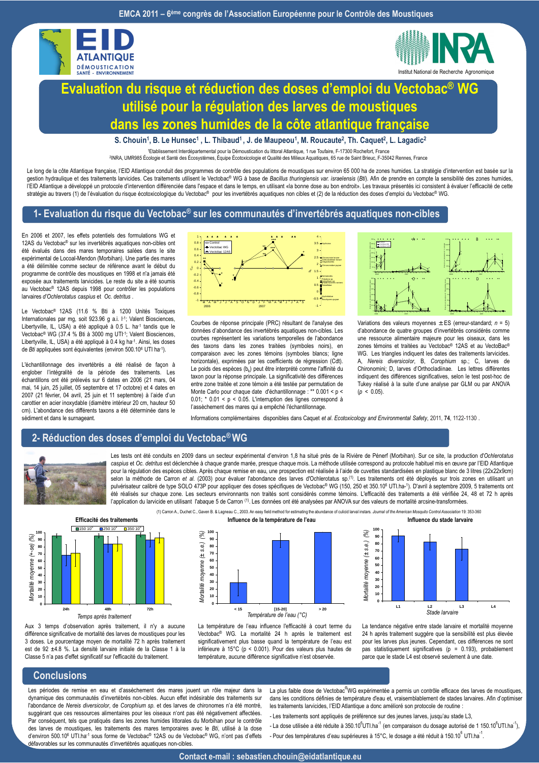EMCA 2011 – 6ème congrès de l'Association Européenne pour le Contrôle des Moustiques

EID ATLANTIQUE DÉMOUSTICATION SANTÉ - ENVIRONNEMENT

INRA Institut National de Recherche Agronomique

# Evaluation du risque et réduction des doses d'emploi du Vectobac® WG utilisé pour la régulation des larves de moustiques dans les zones humides de la côte atlantique française

**S. Chouin[1], B. Le Hunsec[1], L. Thibaud[1], J. de Maupeou[1], M. Roucaute[2], Th. Caquet[2], L. Lagadic[2]**

[1]Etablissement Interdépartemental pour la Démoustication du littoral Atlantique, 1 rue Toufaire, F-17300 Rochefort, France
[2]INRA, UMR985 Écologie et Santé des Écosystèmes, Équipe Écotoxicologie et Qualité des Milieux Aquatiques, 65 rue de Saint Brieuc, F-35042 Rennes, France

Le long de la côte Atlantique française, l'EID Atlantique conduit des programmes de contrôle des populations de moustiques sur environ 65 000 ha de zones humides. La stratégie d'intervention est basée sur la gestion hydraulique et des traitements larvicides. Ces traitements utilisent le Vectobac® WG à base de *Bacillus thuringiensis var. israelensis* (*Bti*). Afin de prendre en compte la sensibilité des zones humides, l'EID Atlantique a développé un protocole d'intervention différenciée dans l'espace et dans le temps, en utilisant «la bonne dose au bon endroit». Les travaux présentés ici consistent à évaluer l'efficacité de cette stratégie au travers (1) de l'évaluation du risque écotoxicologique du Vectobac® pour les invertébrés aquatiques non cibles et (2) de la réduction des doses d'emploi du Vectobac® WG.

## 1- Evaluation du risque du Vectobac® sur les communautés d'invertébrés aquatiques non-cibles

En 2006 et 2007, les effets potentiels des formulations WG et 12AS du Vectobac® sur les invertébrés aquatiques non-cibles ont été évalués dans des mares temporaires salées dans le site expérimental de Locoal-Mendon (Morbihan). Une partie des mares a été délimitée comme secteur de régulation avant le début du programme de contrôle des moustiques en 1998 et n'a jamais été exposée aux traitements larvicides. Le reste du site a été soumis au Vectobac® 12AS depuis 1998 pour contrôler les populations larvaires d'*Ochlerotatus caspius* et *Oc. detritus* .

Le Vectobac® 12AS (11.6 % Bti à 1200 Unités Toxiques Internationales par mg, soit 923.96 g a.i. l$^{-1}$; Valent Biosciences, Libertyville, IL, USA) a été appliqué à 0.5 L. ha$^{-1}$ tandis que le Vectobac® WG (37.4 % Bti à 3000 mg UTI$^{-1}$; Valent Biosciences, Libertyville, IL, USA) a été appliqué à 0.4 kg ha$^{-1}$. Ainsi, les doses de *Bti* appliquées sont équivalentes (environ 500.10$^{6}$ UTI ha$^{-1}$).

L'échantillonnage des invertébrés a été réalisé de façon à englober l'intégralité de la période des traitements. Les échantillons ont été prélevés sur 6 dates en 2006 (21 mars, 04 mai, 14 juin, 25 juillet, 05 septembre et 17 octobre) et 4 dates en 2007 (21 février, 04 avril, 25 juin et 11 septembre) à l'aide d'un carottier en acier inoxydable (diamètre intérieur 20 cm, hauteur 50 cm). L'abondance des différents taxons a été déterminée dans le sédiment et dans le surnageant.

Control
Vectobac WG
Vectobac 12AS
$C_t$
$b_k$
M A M J J A S O N D J F M A M J J A S
2006 2007

Courbes de réponse principale (PRC) résultant de l'analyse des données d'abondance des invertébrés aquatiques non-cibles. Les courbes représentent les variations temporelles de l'abondance des taxons dans les zones traitées (symboles noirs), en comparaison avec les zones témoins (symboles blancs; ligne horizontale), exprimées par les coefficients de régression (Cdt). Le poids des espèces ($b_k$) peut être interprété comme l'affinité du taxon pour la réponse principale. La significativité des différences entre zone traitée et zone témoin a été testée par permutation de Monte Carlo pour chaque date d'échantillonnage : ** 0.001 < p < 0.01; * 0.01 < p < 0.05. L'interruption des lignes correspond à l'assèchement des mares qui a empêché l'échantillonnage.

A B C D

Variations des valeurs moyennes ± ES (erreur-standard; *n* = 5) d'abondance de quatre groupes d'invertébrés considérés comme une ressource alimentaire majeure pour les oiseaux, dans les zones témoins et traitées au Vectobac® 12AS et au VectoBac® WG. Les triangles indiquent les dates des traitements larvicides. A, *Nereis diversicolor*, B, *Corophium* sp.; C, larves de Chironomini; D, larves d'Orthocladiinae. Les lettres différentes indiquent des différences significatives, selon le test post-hoc de Tukey réalisé à la suite d'une analyse par GLM ou par ANOVA (*p* < 0.05).

Informations complémentaires disponibles dans Caquet *et al. Ecotoxicology and Environmental Safety*, 2011, **74**, 1122-1130 .

## 2- Réduction des doses d'emploi du Vectobac® WG

Les tests ont été conduits en 2009 dans un secteur expérimental d'environ 1,8 ha situé près de la Rivière de Pénerf (Morbihan). Sur ce site, la production d'*Ochlerotatus caspius* et *Oc. detritus* est déclenchée à chaque grande marée, presque chaque mois. La méthode utilisée correspond au protocole habituel mis en œuvre par l'EID Atlantique pour la régulation des espèces cibles. Après chaque remise en eau, une prospection est réalisée à l'aide de cuvettes standardisées en plastique blanc de 3 litres (22x22x9cm) selon la méthode de Carron *et al.* (2003) pour évaluer l'abondance des larves d'Ochlerotatus sp.[(1)]. Les traitements ont été déployés sur trois zones en utilisant un pulvérisateur calibré de type SOLO 473P pour appliquer des doses spécifiques de Vectobac® WG (150, 250 et 350.10$^{6}$ UTI.ha$^{-1}$). D'avril à septembre 2009, 5 traitements ont été réalisés sur chaque zone. Les secteurs environnants non traités sont considérés comme témoins. L'efficacité des traitements a été vérifiée 24, 48 et 72 h après l'application du larvicide en utilisant l'abaque 5 de Carron [(1)]. Les données ont été analysées par ANOVA sur des valeurs de mortalité arcsine-transformées.

(1) Carron A., Duchet C., Gaven B. & Lagneau C., 2003. An easy field method for estimating the abundance of culicid larval instars. *Journal of the American Mosquito Control Association* 19: 353-360

**Efficacité des traitements**

150 10⁶ 250 10⁶ 350 10⁶
Mortalité moyenne (+-se) (%)
24h 48h 72h
Temps après traitement

Aux 3 temps d'observation après traitement, il n'y a aucune différence significative de mortalité des larves de moustiques pour les 3 doses. Le pourcentage moyen de mortalité 72 h après traitement est de 92 ±4.8 %. La densité larvaire initiale de la Classe 1 à la Classe 5 n'a pas d'effet significatif sur l'efficacité du traitement.

**Influence de la température de l'eau**

Mortalité moyenne (± s.e.) (%)
< 15 [15-20] > 20
Température de l'eau (°C)

La température de l'eau influence l'efficacité à court terme du Vectobac® WG. La mortalité 24 h après le traitement est significativement plus basse quand la température de l'eau est inférieure à 15°C (p < 0.001). Pour des valeurs plus hautes de température, aucune différence significative n'est observée.

**Influence du stade larvaire**

Mortalité moyenne (± s.e.) (%)
L1 L2 L3 L4
Stade larvaire

La tendance négative entre stade larvaire et mortalité moyenne 24 h après traitement suggère que la sensibilité est plus élevée pour les larves plus jeunes. Cependant, ces différences ne sont pas statistiquement significatives (p = 0.193), probablement parce que le stade L4 est observé seulement à une date.

## Conclusions

Les périodes de remise en eau et d'assèchement des mares jouent un rôle majeur dans la dynamique des communautés d'invertébrés non-cibles. Aucun effet indésirable des traitements sur l'abondance de *Nereis diversicolor*, de *Corophium sp.* et des larves de chironomes n'a été montré, suggérant que ces ressources alimentaires pour les oiseaux n'ont pas été négativement affectées. Par conséquent, tels que pratiqués dans les zones humides littorales du Morbihan pour le contrôle des larves de moustiques, les traitements des mares temporaires avec le *Bti*, utilisé à la dose d'environ 500.10$^{6}$ UTI.ha$^{-1}$ sous forme de Vectobac® 12AS ou de Vectobac® WG, n'ont pas d'effets défavorables sur les communautés d'invertébrés aquatiques non-cibles.

La plus faible dose de Vectobac® WG expérimentée a permis un contrôle efficace des larves de moustiques, dans les conditions définies de température d'eau et, vraisemblablement de stades larvaires. Afin d'optimiser les traitements larvicides, l'EID Atlantique a donc amélioré son protocole de routine :

- Les traitements sont appliqués de préférence sur des jeunes larves, jusqu'au stade L3,
- La dose utilisée a été réduite à 350.10$^{6}$UTI.ha$^{-1}$ (en comparaison du dosage autorisé de 1 150.10$^{6}$UTI.ha$^{-1}$),
- Pour des températures d'eau supérieures à 15°C, le dosage a été réduit à 150.10$^{6}$ UTI.ha$^{-1}$.

**Contact e-mail : sebastien.chouin@eidatlantique.eu**